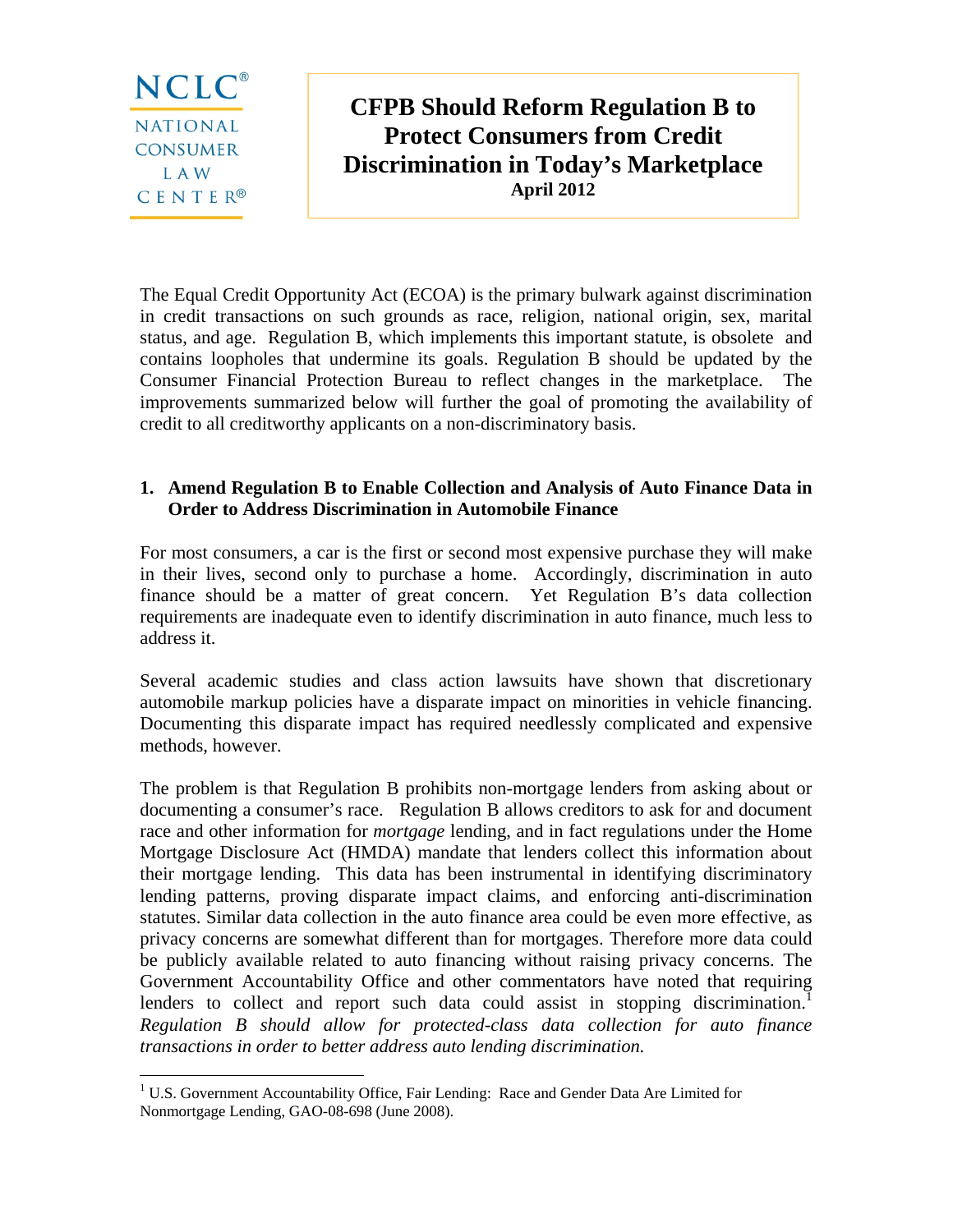NCLC®
NATIONAL CONSUMER LAW CENTER®

# CFPB Should Reform Regulation B to Protect Consumers from Credit Discrimination in Today's Marketplace

**April 2012**

The Equal Credit Opportunity Act (ECOA) is the primary bulwark against discrimination in credit transactions on such grounds as race, religion, national origin, sex, marital status, and age. Regulation B, which implements this important statute, is obsolete and contains loopholes that undermine its goals. Regulation B should be updated by the Consumer Financial Protection Bureau to reflect changes in the marketplace. The improvements summarized below will further the goal of promoting the availability of credit to all creditworthy applicants on a non-discriminatory basis.

## 1. Amend Regulation B to Enable Collection and Analysis of Auto Finance Data in Order to Address Discrimination in Automobile Finance

For most consumers, a car is the first or second most expensive purchase they will make in their lives, second only to purchase a home. Accordingly, discrimination in auto finance should be a matter of great concern. Yet Regulation B's data collection requirements are inadequate even to identify discrimination in auto finance, much less to address it.

Several academic studies and class action lawsuits have shown that discretionary automobile markup policies have a disparate impact on minorities in vehicle financing. Documenting this disparate impact has required needlessly complicated and expensive methods, however.

The problem is that Regulation B prohibits non-mortgage lenders from asking about or documenting a consumer's race. Regulation B allows creditors to ask for and document race and other information for *mortgage* lending, and in fact regulations under the Home Mortgage Disclosure Act (HMDA) mandate that lenders collect this information about their mortgage lending. This data has been instrumental in identifying discriminatory lending patterns, proving disparate impact claims, and enforcing anti-discrimination statutes. Similar data collection in the auto finance area could be even more effective, as privacy concerns are somewhat different than for mortgages. Therefore more data could be publicly available related to auto financing without raising privacy concerns. The Government Accountability Office and other commentators have noted that requiring lenders to collect and report such data could assist in stopping discrimination.[1] *Regulation B should allow for protected-class data collection for auto finance transactions in order to better address auto lending discrimination.*

[1] U.S. Government Accountability Office, Fair Lending: Race and Gender Data Are Limited for Nonmortgage Lending, GAO-08-698 (June 2008).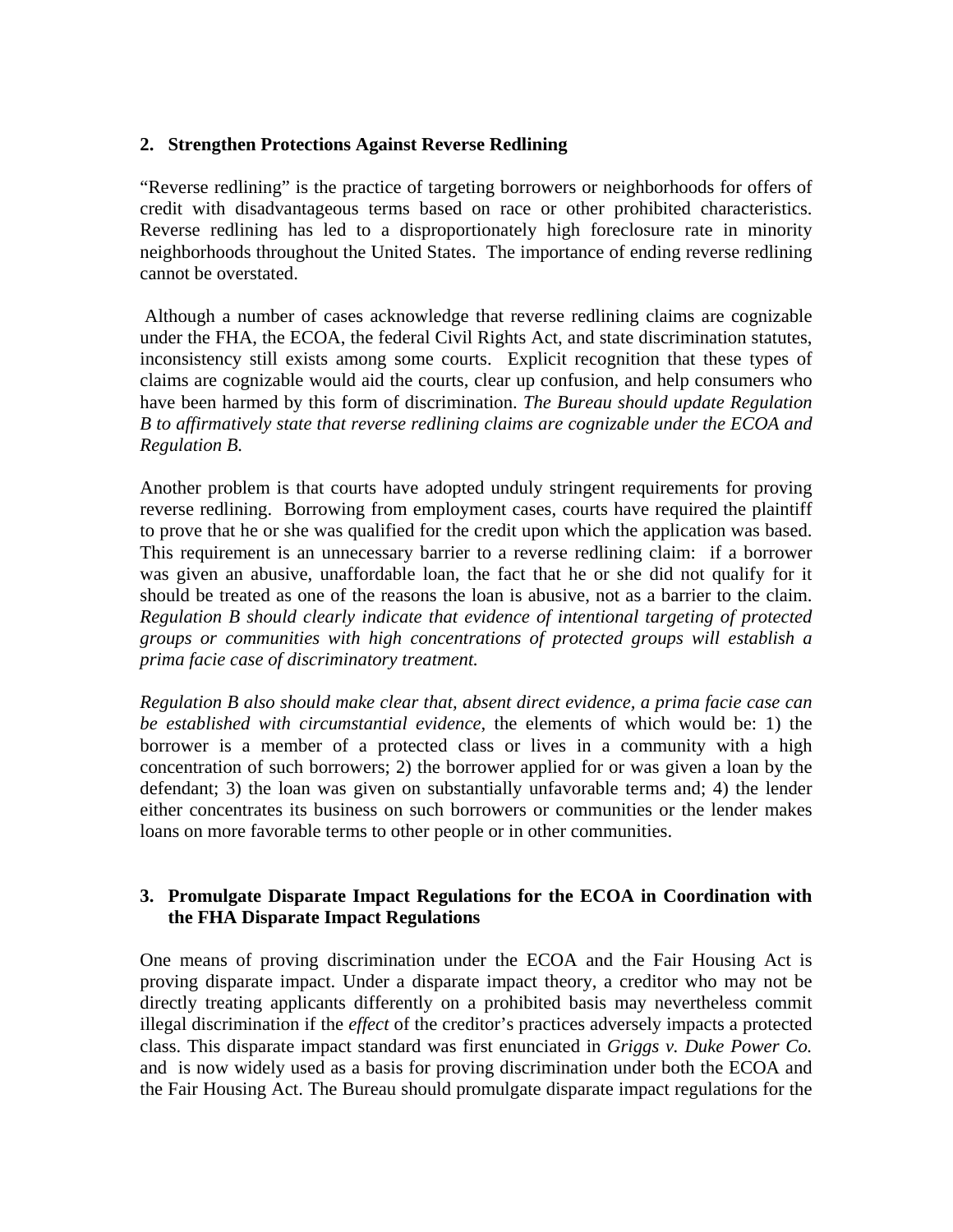## 2. Strengthen Protections Against Reverse Redlining

"Reverse redlining" is the practice of targeting borrowers or neighborhoods for offers of credit with disadvantageous terms based on race or other prohibited characteristics. Reverse redlining has led to a disproportionately high foreclosure rate in minority neighborhoods throughout the United States. The importance of ending reverse redlining cannot be overstated.

Although a number of cases acknowledge that reverse redlining claims are cognizable under the FHA, the ECOA, the federal Civil Rights Act, and state discrimination statutes, inconsistency still exists among some courts. Explicit recognition that these types of claims are cognizable would aid the courts, clear up confusion, and help consumers who have been harmed by this form of discrimination. *The Bureau should update Regulation B to affirmatively state that reverse redlining claims are cognizable under the ECOA and Regulation B.*

Another problem is that courts have adopted unduly stringent requirements for proving reverse redlining. Borrowing from employment cases, courts have required the plaintiff to prove that he or she was qualified for the credit upon which the application was based. This requirement is an unnecessary barrier to a reverse redlining claim: if a borrower was given an abusive, unaffordable loan, the fact that he or she did not qualify for it should be treated as one of the reasons the loan is abusive, not as a barrier to the claim. *Regulation B should clearly indicate that evidence of intentional targeting of protected groups or communities with high concentrations of protected groups will establish a prima facie case of discriminatory treatment.*

*Regulation B also should make clear that, absent direct evidence, a prima facie case can be established with circumstantial evidence,* the elements of which would be: 1) the borrower is a member of a protected class or lives in a community with a high concentration of such borrowers; 2) the borrower applied for or was given a loan by the defendant; 3) the loan was given on substantially unfavorable terms and; 4) the lender either concentrates its business on such borrowers or communities or the lender makes loans on more favorable terms to other people or in other communities.

## 3. Promulgate Disparate Impact Regulations for the ECOA in Coordination with the FHA Disparate Impact Regulations

One means of proving discrimination under the ECOA and the Fair Housing Act is proving disparate impact. Under a disparate impact theory, a creditor who may not be directly treating applicants differently on a prohibited basis may nevertheless commit illegal discrimination if the *effect* of the creditor's practices adversely impacts a protected class. This disparate impact standard was first enunciated in *Griggs v. Duke Power Co.* and is now widely used as a basis for proving discrimination under both the ECOA and the Fair Housing Act. The Bureau should promulgate disparate impact regulations for the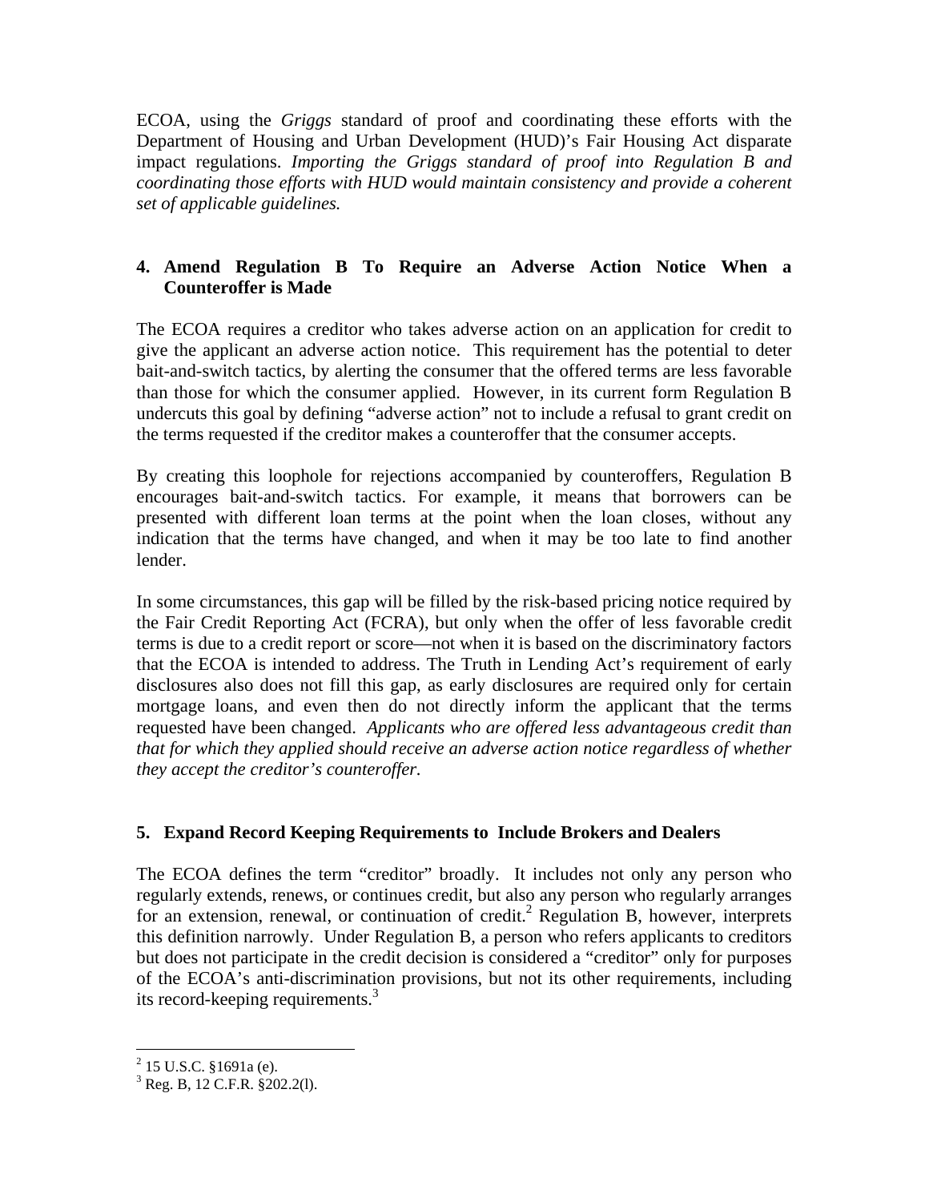ECOA, using the *Griggs* standard of proof and coordinating these efforts with the Department of Housing and Urban Development (HUD)'s Fair Housing Act disparate impact regulations. *Importing the Griggs standard of proof into Regulation B and coordinating those efforts with HUD would maintain consistency and provide a coherent set of applicable guidelines.*

### 4. Amend Regulation B To Require an Adverse Action Notice When a Counteroffer is Made

The ECOA requires a creditor who takes adverse action on an application for credit to give the applicant an adverse action notice. This requirement has the potential to deter bait-and-switch tactics, by alerting the consumer that the offered terms are less favorable than those for which the consumer applied. However, in its current form Regulation B undercuts this goal by defining "adverse action" not to include a refusal to grant credit on the terms requested if the creditor makes a counteroffer that the consumer accepts.

By creating this loophole for rejections accompanied by counteroffers, Regulation B encourages bait-and-switch tactics. For example, it means that borrowers can be presented with different loan terms at the point when the loan closes, without any indication that the terms have changed, and when it may be too late to find another lender.

In some circumstances, this gap will be filled by the risk-based pricing notice required by the Fair Credit Reporting Act (FCRA), but only when the offer of less favorable credit terms is due to a credit report or score—not when it is based on the discriminatory factors that the ECOA is intended to address. The Truth in Lending Act's requirement of early disclosures also does not fill this gap, as early disclosures are required only for certain mortgage loans, and even then do not directly inform the applicant that the terms requested have been changed. *Applicants who are offered less advantageous credit than that for which they applied should receive an adverse action notice regardless of whether they accept the creditor's counteroffer.*

### 5. Expand Record Keeping Requirements to Include Brokers and Dealers

The ECOA defines the term "creditor" broadly. It includes not only any person who regularly extends, renews, or continues credit, but also any person who regularly arranges for an extension, renewal, or continuation of credit.[2] Regulation B, however, interprets this definition narrowly. Under Regulation B, a person who refers applicants to creditors but does not participate in the credit decision is considered a "creditor" only for purposes of the ECOA's anti-discrimination provisions, but not its other requirements, including its record-keeping requirements.[3]

---

[2] 15 U.S.C. §1691a (e).

[3] Reg. B, 12 C.F.R. §202.2(l).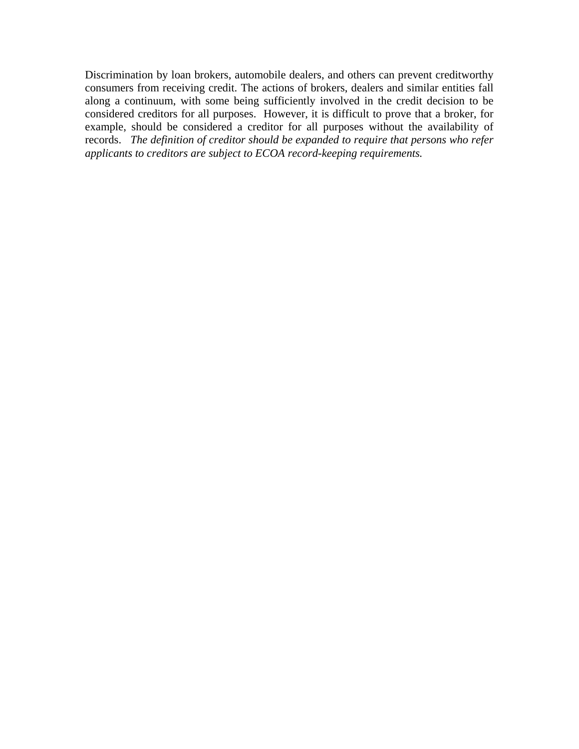Discrimination by loan brokers, automobile dealers, and others can prevent creditworthy consumers from receiving credit. The actions of brokers, dealers and similar entities fall along a continuum, with some being sufficiently involved in the credit decision to be considered creditors for all purposes. However, it is difficult to prove that a broker, for example, should be considered a creditor for all purposes without the availability of records. *The definition of creditor should be expanded to require that persons who refer applicants to creditors are subject to ECOA record-keeping requirements.*